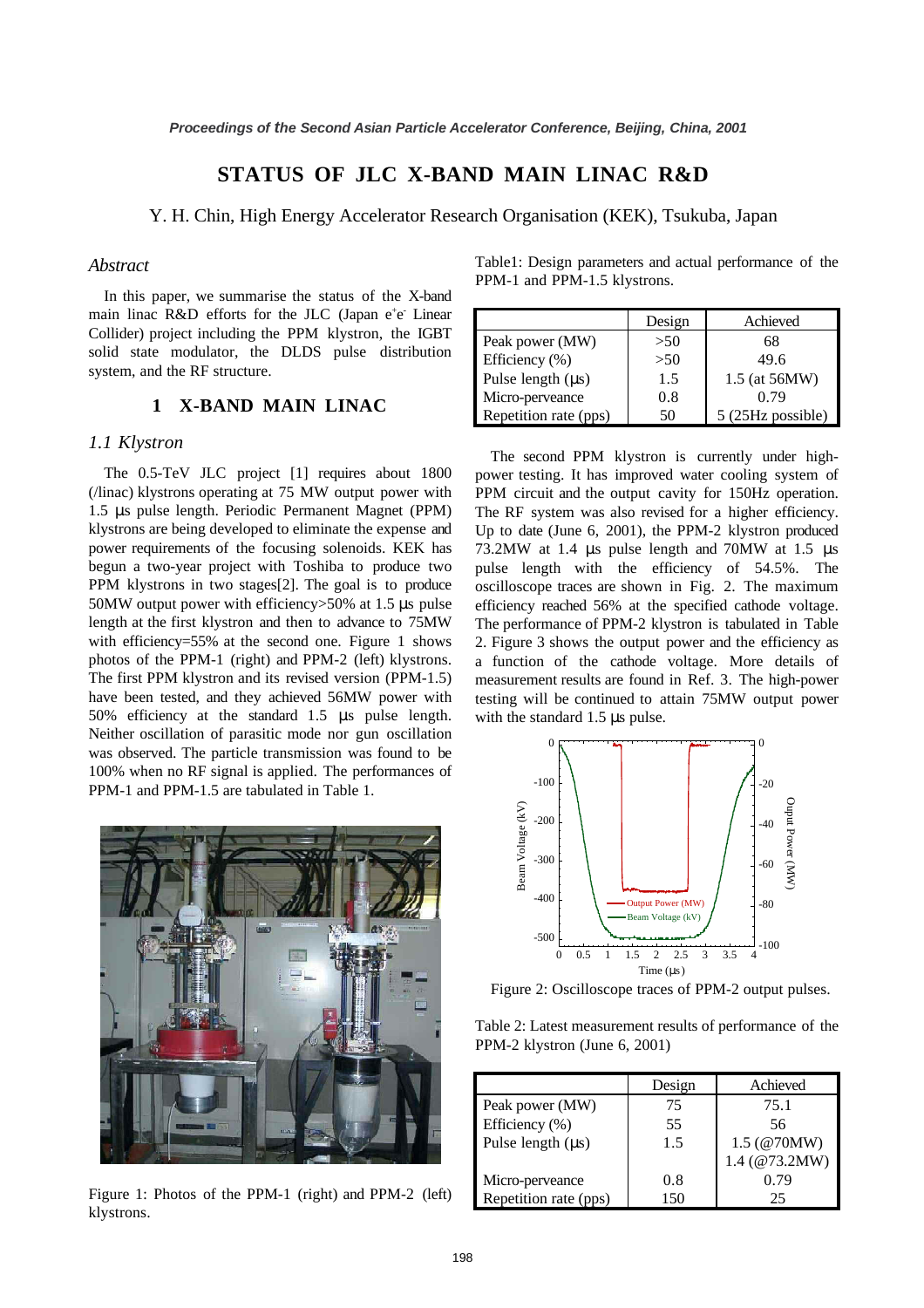# STATUS OF JLC X-BAND MAIN LINAC R&D

Y. H. Chin, High Energy Accelerator Research Organisation (KEK), Tsukuba, Japan

*Abstract*

In this paper, we summarise the status of the X-band main linac R&D efforts for the JLC (Japan $e^+e^-$ Linear Collider) project including the PPM klystron, the IGBT solid state modulator, the DLDS pulse distribution system, and the RF structure.

## 1 X-BAND MAIN LINAC

### *1.1 Klystron*

The 0.5-TeV JLC project [1] requires about 1800 (/linac) klystrons operating at 75 MW output power with 1.5 µs pulse length. Periodic Permanent Magnet (PPM) klystrons are being developed to eliminate the expense and power requirements of the focusing solenoids. KEK has begun a two-year project with Toshiba to produce two PPM klystrons in two stages[2]. The goal is to produce 50MW output power with efficiency>50% at 1.5 µs pulse length at the first klystron and then to advance to 75MW with efficiency=55% at the second one. Figure 1 shows photos of the PPM-1 (right) and PPM-2 (left) klystrons. The first PPM klystron and its revised version (PPM-1.5) have been tested, and they achieved 56MW power with 50% efficiency at the standard 1.5 µs pulse length. Neither oscillation of parasitic mode nor gun oscillation was observed. The particle transmission was found to be 100% when no RF signal is applied. The performances of PPM-1 and PPM-1.5 are tabulated in Table 1.

Figure 1: Photos of the PPM-1 (right) and PPM-2 (left) klystrons.

Table1: Design parameters and actual performance of the PPM-1 and PPM-1.5 klystrons.

| | Design | Achieved |
|---|---|---|
| Peak power (MW) | >50 | 68 |
| Efficiency (%) | >50 | 49.6 |
| Pulse length (µs) | 1.5 | 1.5 (at 56MW) |
| Micro-perveance | 0.8 | 0.79 |
| Repetition rate (pps) | 50 | 5 (25Hz possible) |

The second PPM klystron is currently under high-power testing. It has improved water cooling system of PPM circuit and the output cavity for 150Hz operation. The RF system was also revised for a higher efficiency. Up to date (June 6, 2001), the PPM-2 klystron produced 73.2MW at 1.4 µs pulse length and 70MW at 1.5 µs pulse length with the efficiency of 54.5%. The oscilloscope traces are shown in Fig. 2. The maximum efficiency reached 56% at the specified cathode voltage. The performance of PPM-2 klystron is tabulated in Table 2. Figure 3 shows the output power and the efficiency as a function of the cathode voltage. More details of measurement results are found in Ref. 3. The high-power testing will be continued to attain 75MW output power with the standard 1.5 µs pulse.

Figure 2: Oscilloscope traces of PPM-2 output pulses.

Table 2: Latest measurement results of performance of the PPM-2 klystron (June 6, 2001)

| | Design | Achieved |
|---|---|---|
| Peak power (MW) | 75 | 75.1 |
| Efficiency (%) | 55 | 56 |
| Pulse length (µs) | 1.5 | 1.5 (@70MW)<br>1.4 (@73.2MW) |
| Micro-perveance | 0.8 | 0.79 |
| Repetition rate (pps) | 150 | 25 |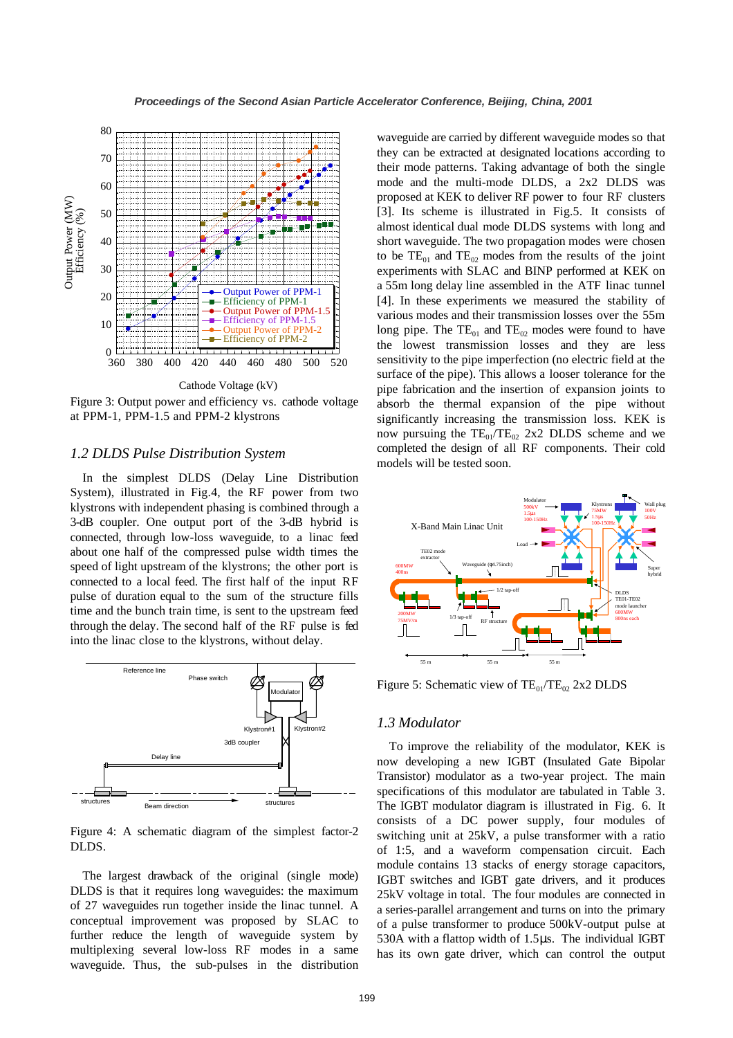Figure 3: Output power and efficiency vs. cathode voltage at PPM-1, PPM-1.5 and PPM-2 klystrons

## *1.2 DLDS Pulse Distribution System*

In the simplest DLDS (Delay Line Distribution System), illustrated in Fig.4, the RF power from two klystrons with independent phasing is combined through a 3-dB coupler. One output port of the 3-dB hybrid is connected, through low-loss waveguide, to a linac feed about one half of the compressed pulse width times the speed of light upstream of the klystrons; the other port is connected to a local feed. The first half of the input RF pulse of duration equal to the sum of the structure fills time and the bunch train time, is sent to the upstream feed through the delay. The second half of the RF pulse is fed into the linac close to the klystrons, without delay.

Figure 4: A schematic diagram of the simplest factor-2 DLDS.

The largest drawback of the original (single mode) DLDS is that it requires long waveguides: the maximum of 27 waveguides run together inside the linac tunnel. A conceptual improvement was proposed by SLAC to further reduce the length of waveguide system by multiplexing several low-loss RF modes in a same waveguide. Thus, the sub-pulses in the distribution waveguide are carried by different waveguide modes so that they can be extracted at designated locations according to their mode patterns. Taking advantage of both the single mode and the multi-mode DLDS, a 2x2 DLDS was proposed at KEK to deliver RF power to four RF clusters [3]. Its scheme is illustrated in Fig.5. It consists of almost identical dual mode DLDS systems with long and short waveguide. The two propagation modes were chosen to be $TE_{01}$ and $TE_{02}$ modes from the results of the joint experiments with SLAC and BINP performed at KEK on a 55m long delay line assembled in the ATF linac tunnel [4]. In these experiments we measured the stability of various modes and their transmission losses over the 55m long pipe. The $TE_{01}$ and $TE_{02}$ modes were found to have the lowest transmission losses and they are less sensitivity to the pipe imperfection (no electric field at the surface of the pipe). This allows a looser tolerance for the pipe fabrication and the insertion of expansion joints to absorb the thermal expansion of the pipe without significantly increasing the transmission loss. KEK is now pursuing the $TE_{01}/TE_{02}$ 2x2 DLDS scheme and we completed the design of all RF components. Their cold models will be tested soon.

Figure 5: Schematic view of $TE_{01}/TE_{02}$ 2x2 DLDS

## *1.3 Modulator*

To improve the reliability of the modulator, KEK is now developing a new IGBT (Insulated Gate Bipolar Transistor) modulator as a two-year project. The main specifications of this modulator are tabulated in Table 3. The IGBT modulator diagram is illustrated in Fig. 6. It consists of a DC power supply, four modules of switching unit at 25kV, a pulse transformer with a ratio of 1:5, and a waveform compensation circuit. Each module contains 13 stacks of energy storage capacitors, IGBT switches and IGBT gate drivers, and it produces 25kV voltage in total. The four modules are connected in a series-parallel arrangement and turns on into the primary of a pulse transformer to produce 500kV-output pulse at 530A with a flattop width of 1.5µs. The individual IGBT has its own gate driver, which can control the output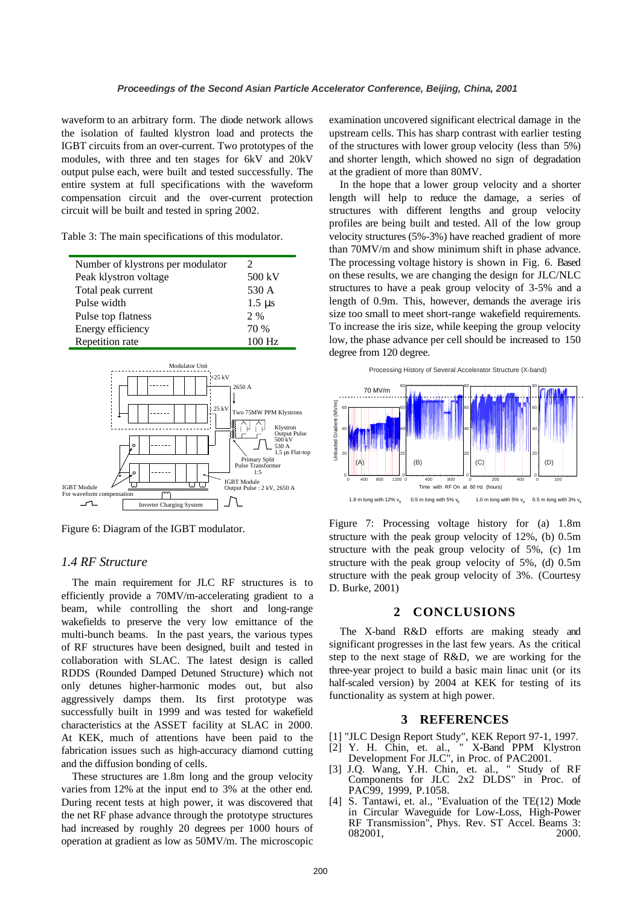waveform to an arbitrary form. The diode network allows the isolation of faulted klystron load and protects the IGBT circuits from an over-current. Two prototypes of the modules, with three and ten stages for 6kV and 20kV output pulse each, were built and tested successfully. The entire system at full specifications with the waveform compensation circuit and the over-current protection circuit will be built and tested in spring 2002.

Table 3: The main specifications of this modulator.

| | |
|---|---|
| Number of klystrons per modulator | 2 |
| Peak klystron voltage | 500 kV |
| Total peak current | 530 A |
| Pulse width | 1.5 µs |
| Pulse top flatness | 2 % |
| Energy efficiency | 70 % |
| Repetition rate | 100 Hz |

Modulator Unit
25 kV
2650 A
25 kV
Two 75MW PPM Klystrons
Klystron Output Pulse 500 kV 530 A 1.5 µs Flat-top
Primary Split Pulse Transformer 1:5
IGBT Module Output Pulse : 2 kV, 2650 A
IGBT Module For waveform compensation
Inverter Charging System

Figure 6: Diagram of the IGBT modulator.

### 1.4 RF Structure

The main requirement for JLC RF structures is to efficiently provide a 70MV/m-accelerating gradient to a beam, while controlling the short and long-range wakefields to preserve the very low emittance of the multi-bunch beams. In the past years, the various types of RF structures have been designed, built and tested in collaboration with SLAC. The latest design is called RDDS (Rounded Damped Detuned Structure) which not only detunes higher-harmonic modes out, but also aggressively damps them. Its first prototype was successfully built in 1999 and was tested for wakefield characteristics at the ASSET facility at SLAC in 2000. At KEK, much of attentions have been paid to the fabrication issues such as high-accuracy diamond cutting and the diffusion bonding of cells.

These structures are 1.8m long and the group velocity varies from 12% at the input end to 3% at the other end. During recent tests at high power, it was discovered that the net RF phase advance through the prototype structures had increased by roughly 20 degrees per 1000 hours of operation at gradient as low as 50MV/m. The microscopic examination uncovered significant electrical damage in the upstream cells. This has sharp contrast with earlier testing of the structures with lower group velocity (less than 5%) and shorter length, which showed no sign of degradation at the gradient of more than 80MV.

In the hope that a lower group velocity and a shorter length will help to reduce the damage, a series of structures with different lengths and group velocity profiles are being built and tested. All of the low group velocity structures (5%-3%) have reached gradient of more than 70MV/m and show minimum shift in phase advance. The processing voltage history is shown in Fig. 6. Based on these results, we are changing the design for JLC/NLC structures to have a peak group velocity of 3-5% and a length of 0.9m. This, however, demands the average iris size too small to meet short-range wakefield requirements. To increase the iris size, while keeping the group velocity low, the phase advance per cell should be increased to 150 degree from 120 degree.

Processing History of Several Accelerator Structure (X-band)
70 MV/m
Unloaded Gradient (MV/m)
(A) (B) (C) (D)
Time with RF On at 60 Hz (hours)
1.8 m long with 12% $v_g$ 0.5 m long with 5% $v_g$ 1.0 m long with 5% $v_g$ 0.5 m long with 3% $v_g$

Figure 7: Processing voltage history for (a) 1.8m structure with the peak group velocity of 12%, (b) 0.5m structure with the peak group velocity of 5%, (c) 1m structure with the peak group velocity of 5%, (d) 0.5m structure with the peak group velocity of 3%. (Courtesy D. Burke, 2001)

## 2 CONCLUSIONS

The X-band R&D efforts are making steady and significant progresses in the last few years. As the critical step to the next stage of R&D, we are working for the three-year project to build a basic main linac unit (or its half-scaled version) by 2004 at KEK for testing of its functionality as system at high power.

## 3 REFERENCES

[1] "JLC Design Report Study", KEK Report 97-1, 1997.
[2] Y. H. Chin, et. al., " X-Band PPM Klystron Development For JLC", in Proc. of PAC2001.
[3] J.Q. Wang, Y.H. Chin, et. al., " Study of RF Components for JLC 2x2 DLDS" in Proc. of PAC99, 1999, P.1058.
[4] S. Tantawi, et. al., "Evaluation of the TE(12) Mode in Circular Waveguide for Low-Loss, High-Power RF Transmission", Phys. Rev. ST Accel. Beams 3: 082001, 2000.